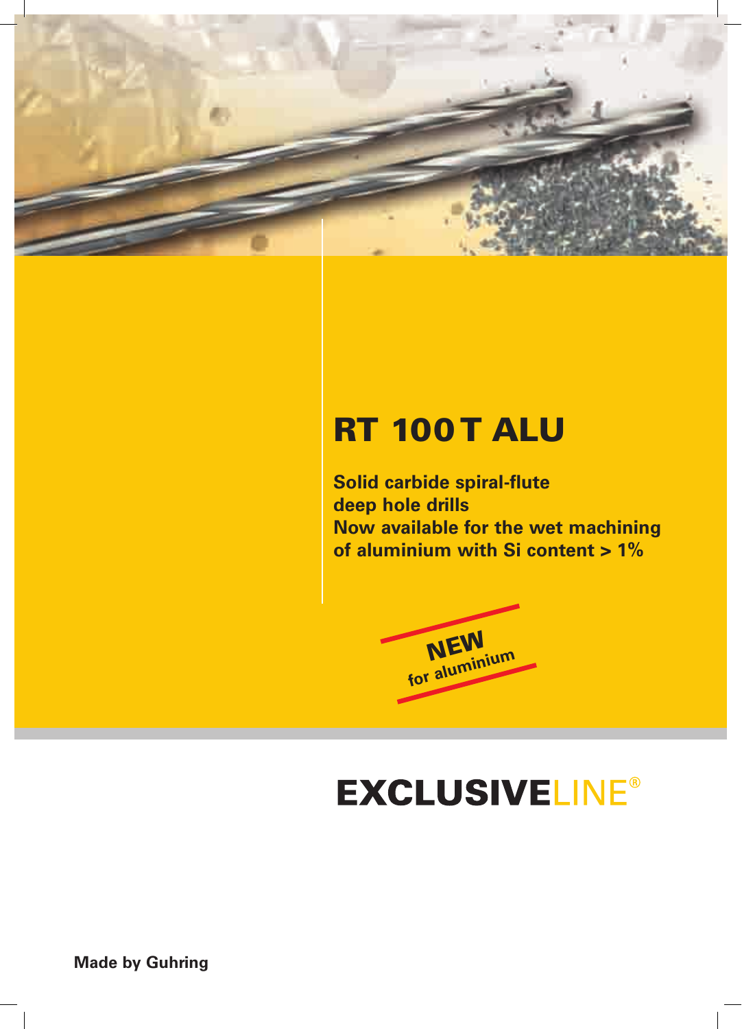# RT 100 T ALU

**Solid carbide spiral-flute deep hole drills**
**Now available for the wet machining of aluminium with Si content > 1%**

**NEW**
**for aluminium**

**EXCLUSIVE**LINE®

**Made by Guhring**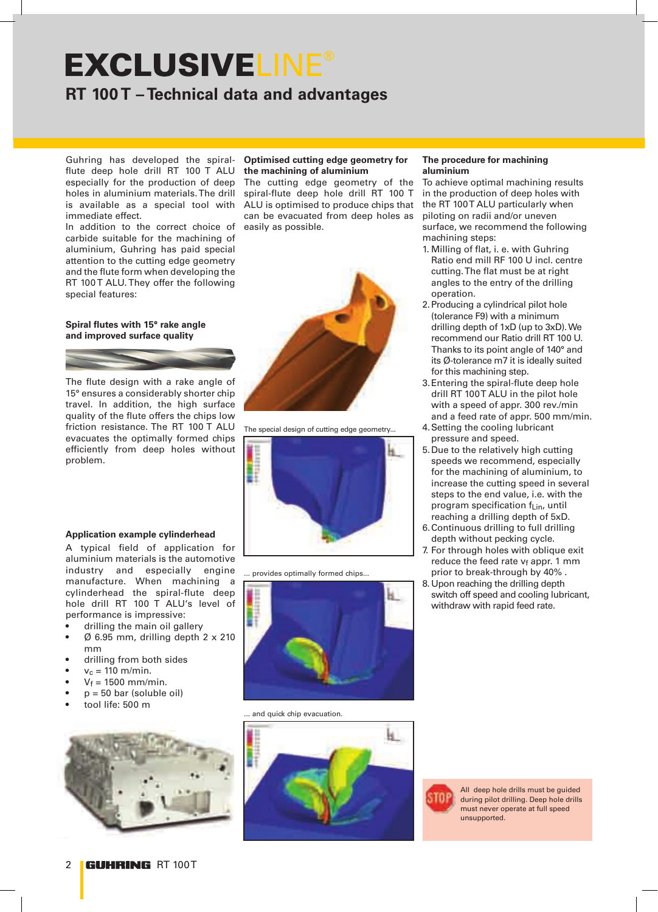# EXCLUSIVELINE®

## RT 100 T – Technical data and advantages

Guhring has developed the spiral-flute deep hole drill RT 100 T ALU especially for the production of deep holes in aluminium materials. The drill is available as a special tool with immediate effect.
In addition to the correct choice of carbide suitable for the machining of aluminium, Guhring has paid special attention to the cutting edge geometry and the flute form when developing the RT 100 T ALU. They offer the following special features:

### Spiral flutes with 15° rake angle and improved surface quality

The flute design with a rake angle of 15° ensures a considerably shorter chip travel. In addition, the high surface quality of the flute offers the chips low friction resistance. The RT 100 T ALU evacuates the optimally formed chips efficiently from deep holes without problem.

### Application example cylinderhead

A typical field of application for aluminium materials is the automotive industry and especially engine manufacture. When machining a cylinderhead the spiral-flute deep hole drill RT 100 T ALU's level of performance is impressive:

- drilling the main oil gallery
- Ø 6.95 mm, drilling depth 2 x 210 mm
- drilling from both sides
- $v_c$ = 110 m/min.
- $V_f$ = 1500 mm/min.
- p = 50 bar (soluble oil)
- tool life: 500 m

### Optimised cutting edge geometry for the machining of aluminium

The cutting edge geometry of the spiral-flute deep hole drill RT 100 T ALU is optimised to produce chips that can be evacuated from deep holes as easily as possible.

The special design of cutting edge geometry...

... provides optimally formed chips...

... and quick chip evacuation.

### The procedure for machining aluminium

To achieve optimal machining results in the production of deep holes with the RT 100 T ALU particularly when piloting on radii and/or uneven surface, we recommend the following machining steps:

1. Milling of flat, i. e. with Guhring Ratio end mill RF 100 U incl. centre cutting. The flat must be at right angles to the entry of the drilling operation.
2. Producing a cylindrical pilot hole (tolerance F9) with a minimum drilling depth of 1xD (up to 3xD). We recommend our Ratio drill RT 100 U. Thanks to its point angle of 140° and its Ø-tolerance m7 it is ideally suited for this machining step.
3. Entering the spiral-flute deep hole drill RT 100 T ALU in the pilot hole with a speed of appr. 300 rev./min and a feed rate of appr. 500 mm/min.
4. Setting the cooling lubricant pressure and speed.
5. Due to the relatively high cutting speeds we recommend, especially for the machining of aluminium, to increase the cutting speed in several steps to the end value, i.e. with the program specification $f_{Lin}$, until reaching a drilling depth of 5xD.
6. Continuous drilling to full drilling depth without pecking cycle.
7. For through holes with oblique exit reduce the feed rate $v_f$ appr. 1 mm prior to break-through by 40% .
8. Upon reaching the drilling depth switch off speed and cooling lubricant, withdraw with rapid feed rate.

STOP: All deep hole drills must be guided during pilot drilling. Deep hole drills must never operate at full speed unsupported.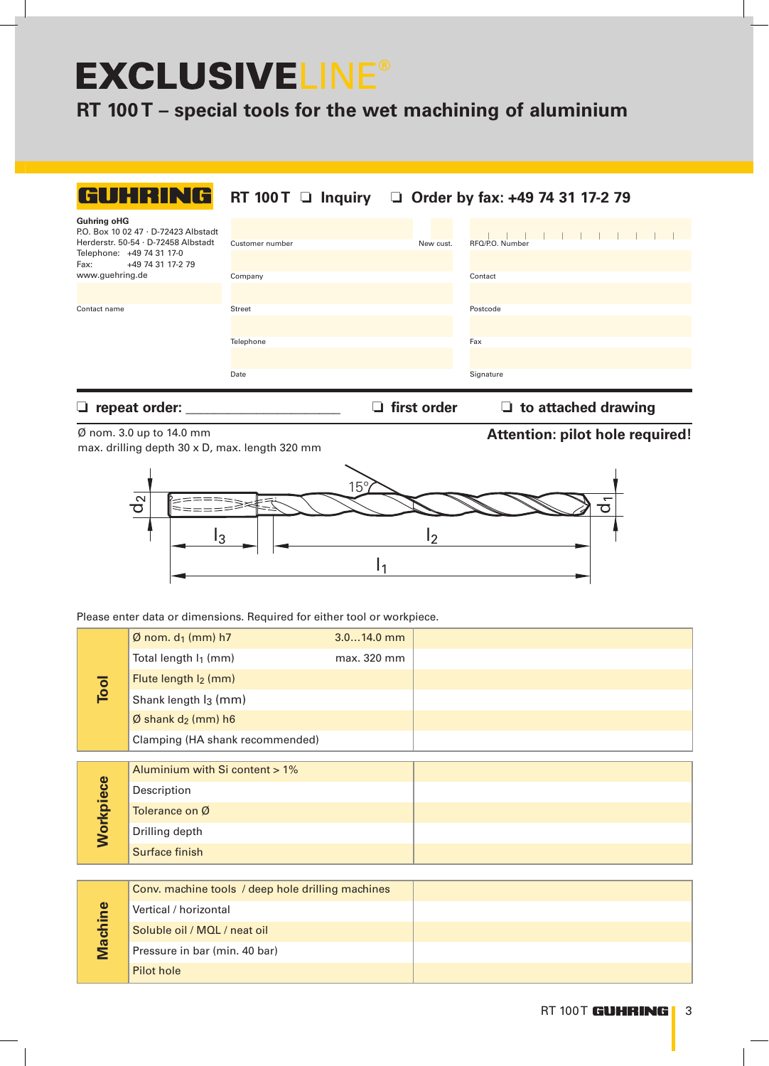# EXCLUSIVELINE®

## RT 100 T – special tools for the wet machining of aluminium

**GUHRING** RT 100 T ❑ **Inquiry** ❑ **Order by fax: +49 74 31 17-2 79**

**Guhring oHG**
P.O. Box 10 02 47 · D-72423 Albstadt
Herderstr. 50-54 · D-72458 Albstadt
Telephone: +49 74 31 17-0
Fax: +49 74 31 17-2 79
www.guehring.de

| | | |
|---|---|---|
| | Customer number / New cust. | RFQ/P.O. Number |
| | Company | Contact |
| Contact name | Street | Postcode |
| | Telephone | Fax |
| | Date | Signature |

❑ **repeat order:** ______________________ ❑ **first order** ❑ **to attached drawing**

Ø nom. 3.0 up to 14.0 mm
max. drilling depth 30 x D, max. length 320 mm

**Attention: pilot hole required!**

$d_2$ 15° $d_1$ $l_3$ $l_2$ $l_1$

Please enter data or dimensions. Required for either tool or workpiece.

| | | | |
|---|---|---|---|
| **Tool** | Ø nom. $d_1$ (mm) h7 | 3.0...14.0 mm | |
| | Total length $l_1$ (mm) | max. 320 mm | |
| | Flute length $l_2$ (mm) | | |
| | Shank length $l_3$ (mm) | | |
| | Ø shank $d_2$ (mm) h6 | | |
| | Clamping (HA shank recommended) | | |

| | | |
|---|---|---|
| **Workpiece** | Aluminium with Si content > 1% | |
| | Description | |
| | Tolerance on Ø | |
| | Drilling depth | |
| | Surface finish | |

| | | |
|---|---|---|
| **Machine** | Conv. machine tools / deep hole drilling machines | |
| | Vertical / horizontal | |
| | Soluble oil / MQL / neat oil | |
| | Pressure in bar (min. 40 bar) | |
| | Pilot hole | |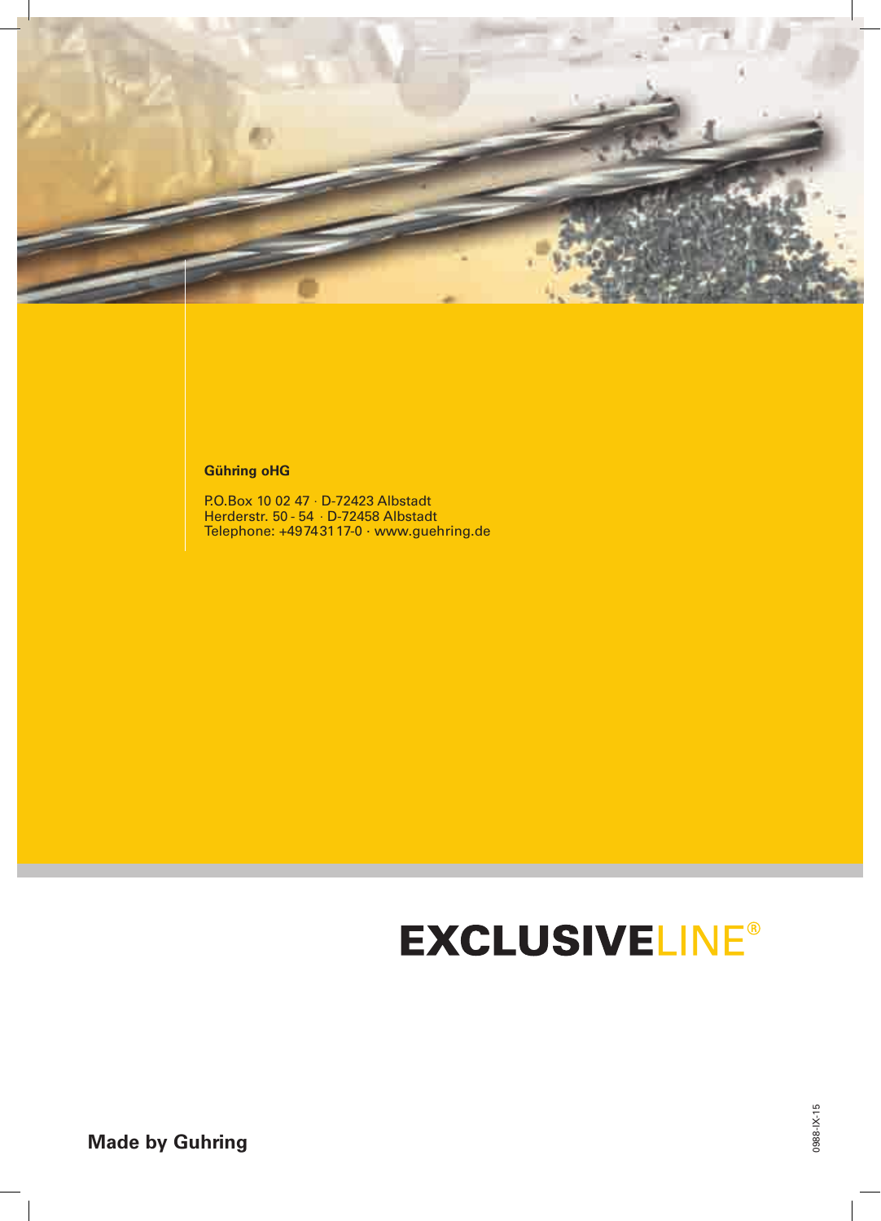**Gühring oHG**

P.O.Box 10 02 47 · D-72423 Albstadt
Herderstr. 50 - 54 · D-72458 Albstadt
Telephone: +49 74 31 17-0 · www.guehring.de

**EXCLUSIVE**LINE®

**Made by Guhring**

0988-IX-15